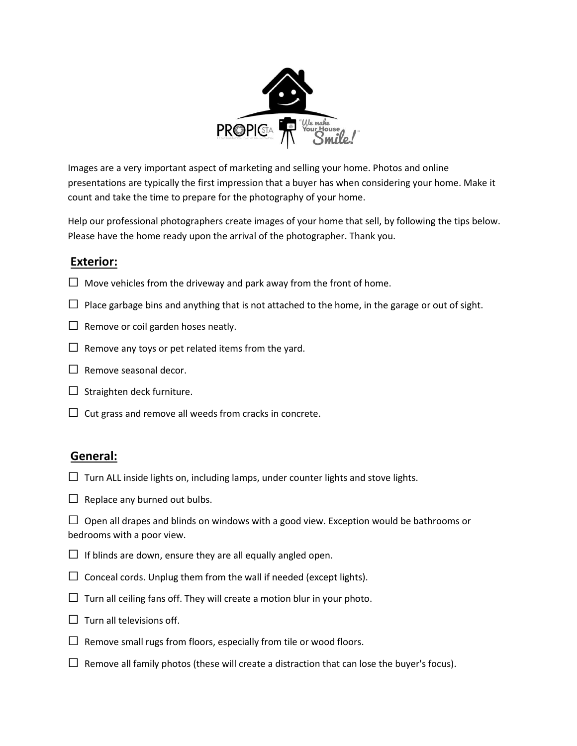Images are a very important aspect of marketing and selling your home. Photos and online presentations are typically the first impression that a buyer has when considering your home. Make it count and take the time to prepare for the photography of your home.

Help our professional photographers create images of your home that sell, by following the tips below. Please have the home ready upon the arrival of the photographer. Thank you.

## Exterior:

- ☐ Move vehicles from the driveway and park away from the front of home.
- ☐ Place garbage bins and anything that is not attached to the home, in the garage or out of sight.
- ☐ Remove or coil garden hoses neatly.
- ☐ Remove any toys or pet related items from the yard.
- ☐ Remove seasonal decor.
- ☐ Straighten deck furniture.
- ☐ Cut grass and remove all weeds from cracks in concrete.

## General:

- ☐ Turn ALL inside lights on, including lamps, under counter lights and stove lights.
- ☐ Replace any burned out bulbs.
- ☐ Open all drapes and blinds on windows with a good view. Exception would be bathrooms or bedrooms with a poor view.
- ☐ If blinds are down, ensure they are all equally angled open.
- ☐ Conceal cords. Unplug them from the wall if needed (except lights).
- ☐ Turn all ceiling fans off. They will create a motion blur in your photo.
- ☐ Turn all televisions off.
- ☐ Remove small rugs from floors, especially from tile or wood floors.
- ☐ Remove all family photos (these will create a distraction that can lose the buyer's focus).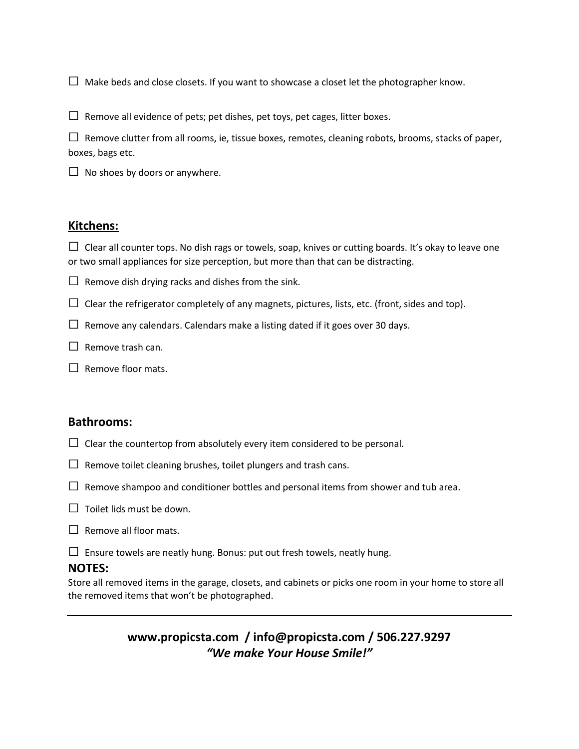☐ Make beds and close closets. If you want to showcase a closet let the photographer know.

☐ Remove all evidence of pets; pet dishes, pet toys, pet cages, litter boxes.

☐ Remove clutter from all rooms, ie, tissue boxes, remotes, cleaning robots, brooms, stacks of paper, boxes, bags etc.

☐ No shoes by doors or anywhere.

## **Kitchens:**

☐ Clear all counter tops. No dish rags or towels, soap, knives or cutting boards. It's okay to leave one or two small appliances for size perception, but more than that can be distracting.

☐ Remove dish drying racks and dishes from the sink.

☐ Clear the refrigerator completely of any magnets, pictures, lists, etc. (front, sides and top).

☐ Remove any calendars. Calendars make a listing dated if it goes over 30 days.

☐ Remove trash can.

☐ Remove floor mats.

## **Bathrooms:**

☐ Clear the countertop from absolutely every item considered to be personal.

☐ Remove toilet cleaning brushes, toilet plungers and trash cans.

☐ Remove shampoo and conditioner bottles and personal items from shower and tub area.

☐ Toilet lids must be down.

☐ Remove all floor mats.

☐ Ensure towels are neatly hung. Bonus: put out fresh towels, neatly hung.

## **NOTES:**

Store all removed items in the garage, closets, and cabinets or picks one room in your home to store all the removed items that won't be photographed.

---

**www.propicsta.com / info@propicsta.com / 506.227.9297**

***"We make Your House Smile!"***